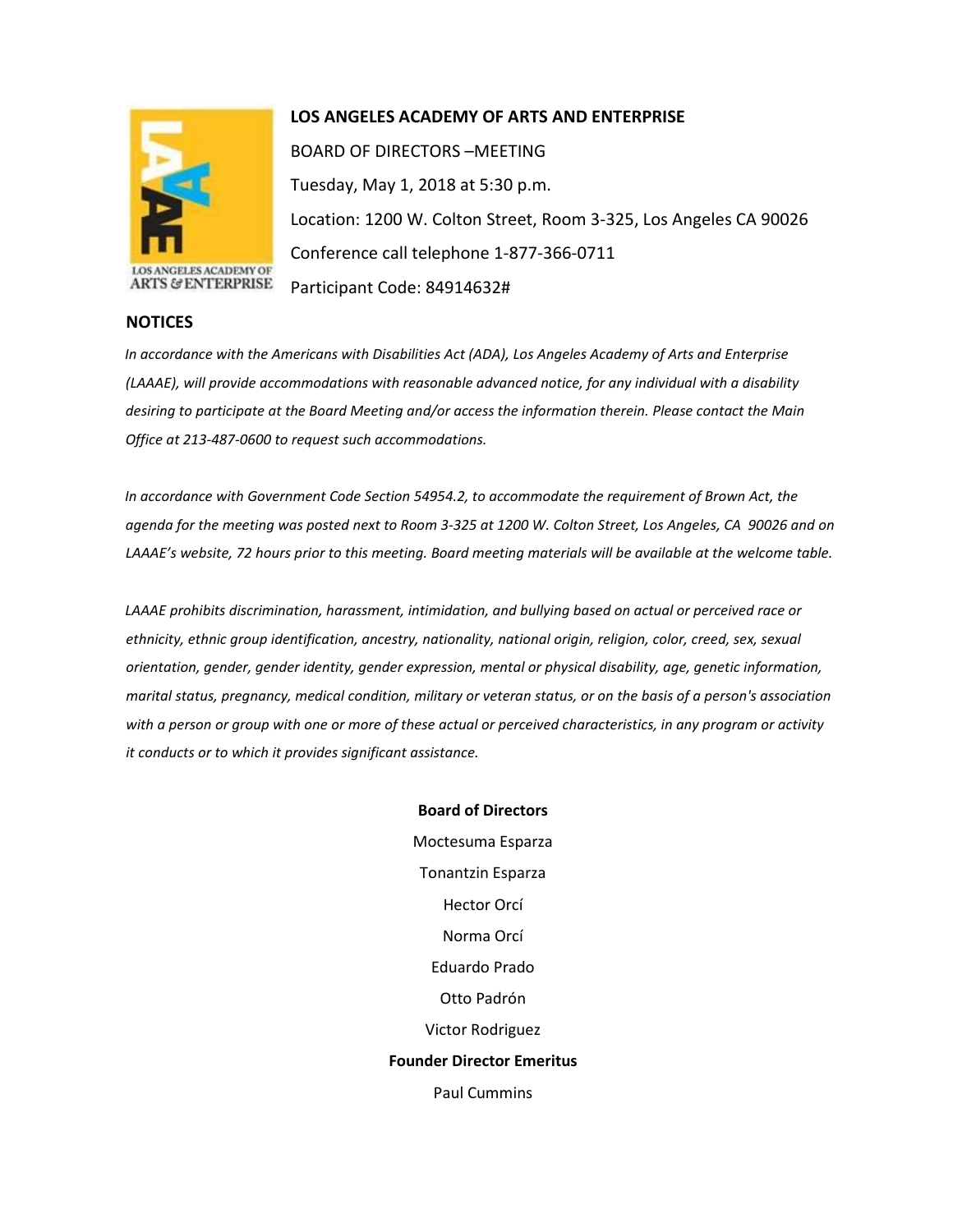# LOS ANGELES ACADEMY OF ARTS AND ENTERPRISE

BOARD OF DIRECTORS –MEETING

Tuesday, May 1, 2018 at 5:30 p.m.

Location: 1200 W. Colton Street, Room 3-325, Los Angeles CA 90026

Conference call telephone 1-877-366-0711

Participant Code: 84914632#

## NOTICES

*In accordance with the Americans with Disabilities Act (ADA), Los Angeles Academy of Arts and Enterprise (LAAAE), will provide accommodations with reasonable advanced notice, for any individual with a disability desiring to participate at the Board Meeting and/or access the information therein. Please contact the Main Office at 213-487-0600 to request such accommodations.*

*In accordance with Government Code Section 54954.2, to accommodate the requirement of Brown Act, the agenda for the meeting was posted next to Room 3-325 at 1200 W. Colton Street, Los Angeles, CA 90026 and on LAAAE's website, 72 hours prior to this meeting. Board meeting materials will be available at the welcome table.*

*LAAAE prohibits discrimination, harassment, intimidation, and bullying based on actual or perceived race or ethnicity, ethnic group identification, ancestry, nationality, national origin, religion, color, creed, sex, sexual orientation, gender, gender identity, gender expression, mental or physical disability, age, genetic information, marital status, pregnancy, medical condition, military or veteran status, or on the basis of a person's association with a person or group with one or more of these actual or perceived characteristics, in any program or activity it conducts or to which it provides significant assistance.*

**Board of Directors**

Moctesuma Esparza

Tonantzin Esparza

Hector Orcí

Norma Orcí

Eduardo Prado

Otto Padrón

Victor Rodriguez

**Founder Director Emeritus**

Paul Cummins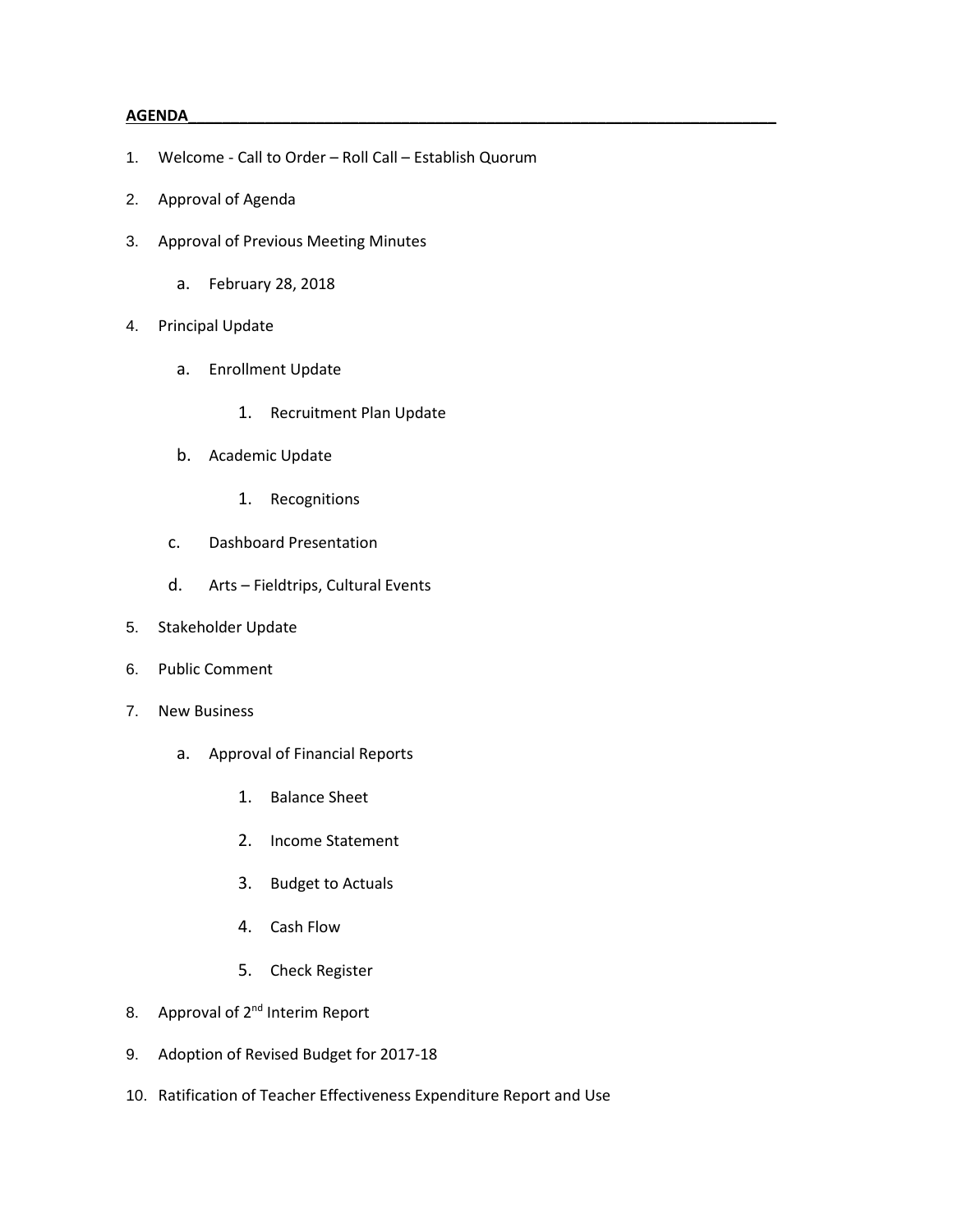**AGENDA**

1. Welcome - Call to Order – Roll Call – Establish Quorum
2. Approval of Agenda
3. Approval of Previous Meeting Minutes
    a. February 28, 2018
4. Principal Update
    a. Enrollment Update
        1. Recruitment Plan Update
    b. Academic Update
        1. Recognitions
    c. Dashboard Presentation
    d. Arts – Fieldtrips, Cultural Events
5. Stakeholder Update
6. Public Comment
7. New Business
    a. Approval of Financial Reports
        1. Balance Sheet
        2. Income Statement
        3. Budget to Actuals
        4. Cash Flow
        5. Check Register
8. Approval of 2nd Interim Report
9. Adoption of Revised Budget for 2017-18
10. Ratification of Teacher Effectiveness Expenditure Report and Use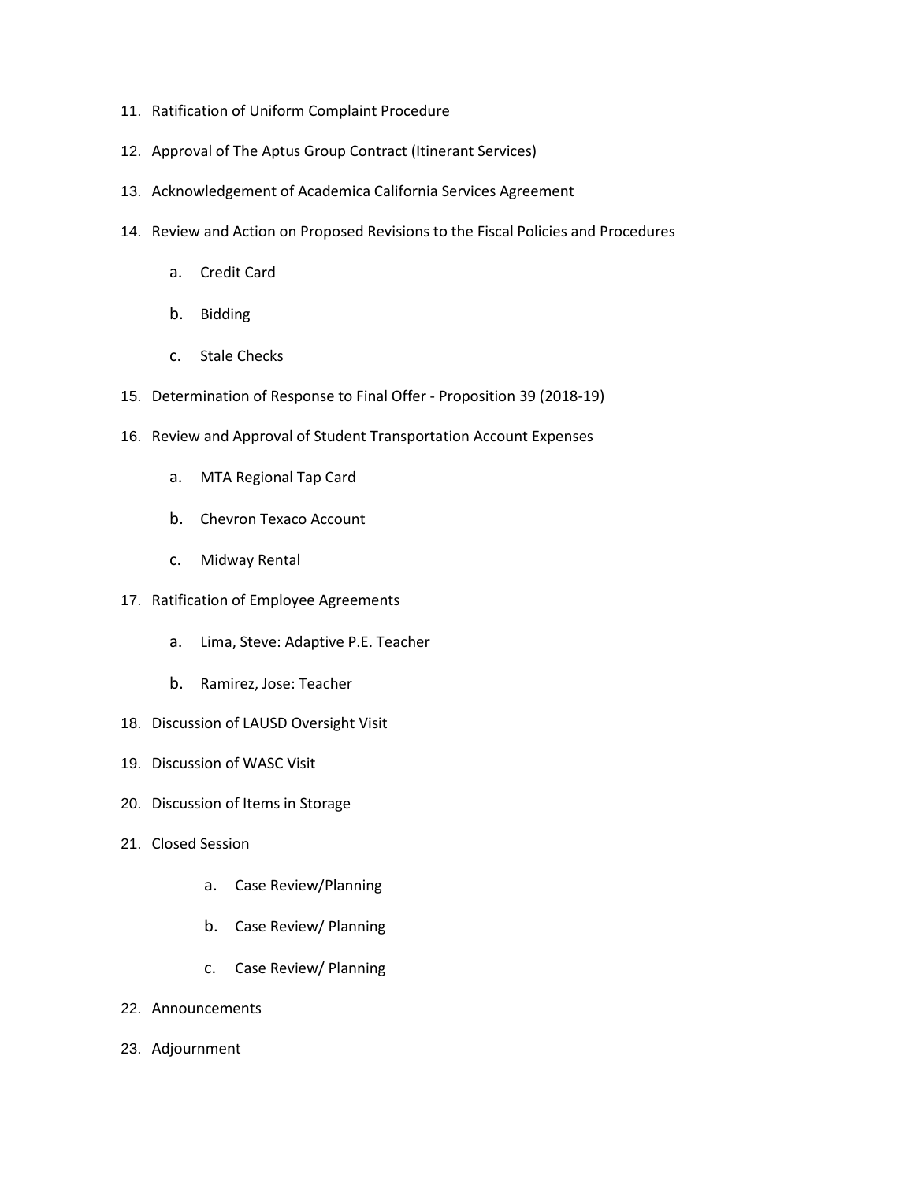11. Ratification of Uniform Complaint Procedure
12. Approval of The Aptus Group Contract (Itinerant Services)
13. Acknowledgement of Academica California Services Agreement
14. Review and Action on Proposed Revisions to the Fiscal Policies and Procedures
    a. Credit Card
    b. Bidding
    c. Stale Checks
15. Determination of Response to Final Offer - Proposition 39 (2018-19)
16. Review and Approval of Student Transportation Account Expenses
    a. MTA Regional Tap Card
    b. Chevron Texaco Account
    c. Midway Rental
17. Ratification of Employee Agreements
    a. Lima, Steve: Adaptive P.E. Teacher
    b. Ramirez, Jose: Teacher
18. Discussion of LAUSD Oversight Visit
19. Discussion of WASC Visit
20. Discussion of Items in Storage
21. Closed Session
    a. Case Review/Planning
    b. Case Review/ Planning
    c. Case Review/ Planning
22. Announcements
23. Adjournment